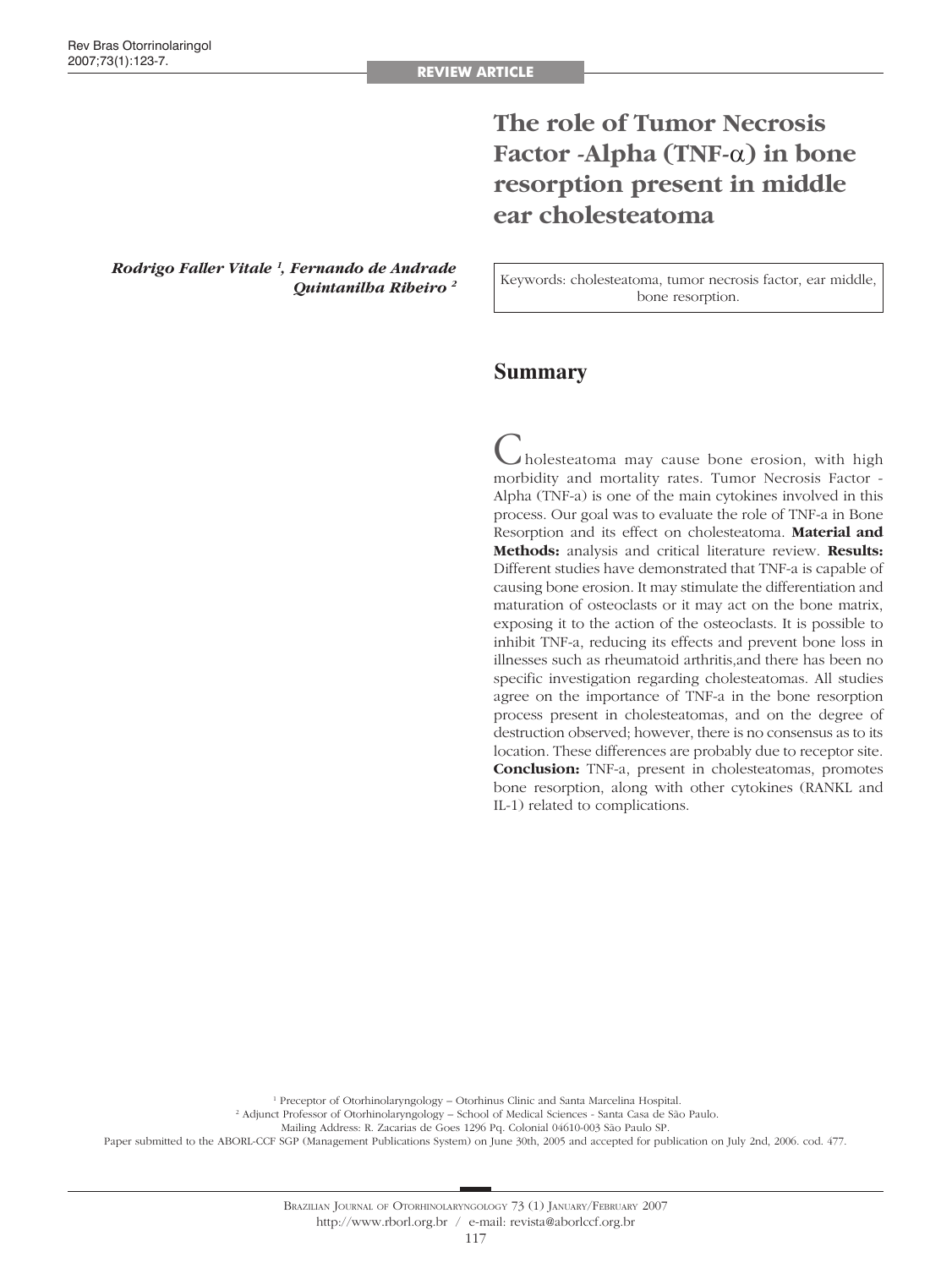REVIEW ARTICLE

# The role of Tumor Necrosis Factor -Alpha (TNF-α) in bone resorption present in middle ear cholesteatoma

***Rodrigo Faller Vitale [1], Fernando de Andrade Quintanilha Ribeiro [2]***

Keywords: cholesteatoma, tumor necrosis factor, ear middle, bone resorption.

## Summary

Cholesteatoma may cause bone erosion, with high morbidity and mortality rates. Tumor Necrosis Factor - Alpha (TNF-a) is one of the main cytokines involved in this process. Our goal was to evaluate the role of TNF-a in Bone Resorption and its effect on cholesteatoma. **Material and Methods:** analysis and critical literature review. **Results:** Different studies have demonstrated that TNF-a is capable of causing bone erosion. It may stimulate the differentiation and maturation of osteoclasts or it may act on the bone matrix, exposing it to the action of the osteoclasts. It is possible to inhibit TNF-a, reducing its effects and prevent bone loss in illnesses such as rheumatoid arthritis,and there has been no specific investigation regarding cholesteatomas. All studies agree on the importance of TNF-a in the bone resorption process present in cholesteatomas, and on the degree of destruction observed; however, there is no consensus as to its location. These differences are probably due to receptor site. **Conclusion:** TNF-a, present in cholesteatomas, promotes bone resorption, along with other cytokines (RANKL and IL-1) related to complications.

[1] Preceptor of Otorhinolaryngology – Otorhinus Clinic and Santa Marcelina Hospital.
[2] Adjunct Professor of Otorhinolaryngology – School of Medical Sciences - Santa Casa de São Paulo.
Mailing Address: R. Zacarias de Goes 1296 Pq. Colonial 04610-003 São Paulo SP.
Paper submitted to the ABORL-CCF SGP (Management Publications System) on June 30th, 2005 and accepted for publication on July 2nd, 2006. cod. 477.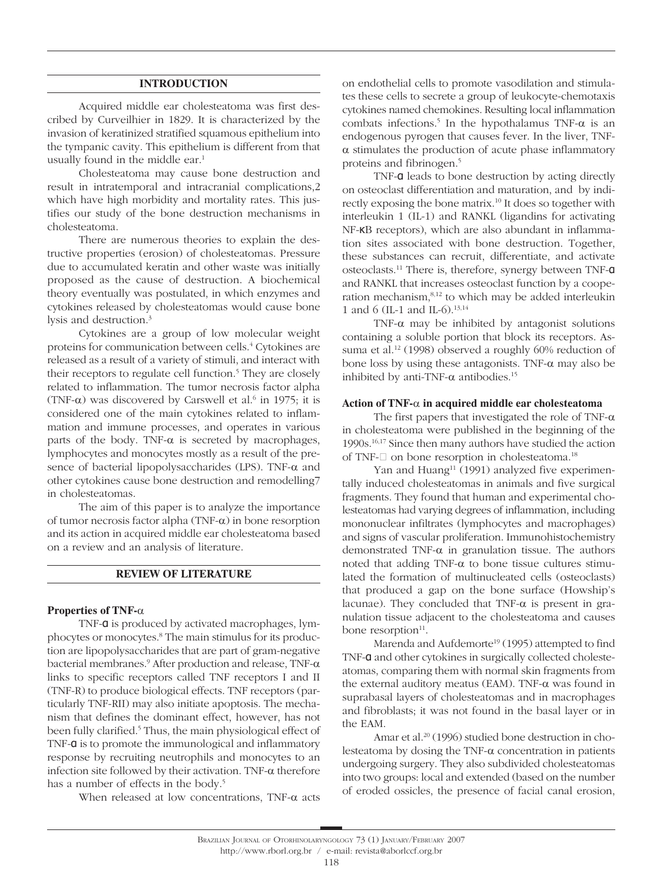## INTRODUCTION

Acquired middle ear cholesteatoma was first described by Curveilhier in 1829. It is characterized by the invasion of keratinized stratified squamous epithelium into the tympanic cavity. This epithelium is different from that usually found in the middle ear.[1]

Cholesteatoma may cause bone destruction and result in intratemporal and intracranial complications,2 which have high morbidity and mortality rates. This justifies our study of the bone destruction mechanisms in cholesteatoma.

There are numerous theories to explain the destructive properties (erosion) of cholesteatomas. Pressure due to accumulated keratin and other waste was initially proposed as the cause of destruction. A biochemical theory eventually was postulated, in which enzymes and cytokines released by cholesteatomas would cause bone lysis and destruction.[3]

Cytokines are a group of low molecular weight proteins for communication between cells.[4] Cytokines are released as a result of a variety of stimuli, and interact with their receptors to regulate cell function.[5] They are closely related to inflammation. The tumor necrosis factor alpha (TNF-α) was discovered by Carswell et al.[6] in 1975; it is considered one of the main cytokines related to inflammation and immune processes, and operates in various parts of the body. TNF-α is secreted by macrophages, lymphocytes and monocytes mostly as a result of the presence of bacterial lipopolysaccharides (LPS). TNF-α and other cytokines cause bone destruction and remodelling7 in cholesteatomas.

The aim of this paper is to analyze the importance of tumor necrosis factor alpha (TNF-α) in bone resorption and its action in acquired middle ear cholesteatoma based on a review and an analysis of literature.

## REVIEW OF LITERATURE

### Properties of TNF-α

TNF-α is produced by activated macrophages, lymphocytes or monocytes.[8] The main stimulus for its production are lipopolysaccharides that are part of gram-negative bacterial membranes.[9] After production and release, TNF-α links to specific receptors called TNF receptors I and II (TNF-R) to produce biological effects. TNF receptors (particularly TNF-RII) may also initiate apoptosis. The mechanism that defines the dominant effect, however, has not been fully clarified.[5] Thus, the main physiological effect of TNF-α is to promote the immunological and inflammatory response by recruiting neutrophils and monocytes to an infection site followed by their activation. TNF-α therefore has a number of effects in the body.[5]

When released at low concentrations, TNF-α acts on endothelial cells to promote vasodilation and stimulates these cells to secrete a group of leukocyte-chemotaxis cytokines named chemokines. Resulting local inflammation combats infections.[5] In the hypothalamus TNF-α is an endogenous pyrogen that causes fever. In the liver, TNF-α stimulates the production of acute phase inflammatory proteins and fibrinogen.[5]

TNF-α leads to bone destruction by acting directly on osteoclast differentiation and maturation, and by indirectly exposing the bone matrix.[10] It does so together with interleukin 1 (IL-1) and RANKL (ligandins for activating NF-κB receptors), which are also abundant in inflammation sites associated with bone destruction. Together, these substances can recruit, differentiate, and activate osteoclasts.[11] There is, therefore, synergy between TNF-α and RANKL that increases osteoclast function by a cooperation mechanism,[8,12] to which may be added interleukin 1 and 6 (IL-1 and IL-6).[13,14]

TNF-α may be inhibited by antagonist solutions containing a soluble portion that block its receptors. Assuma et al.[12] (1998) observed a roughly 60% reduction of bone loss by using these antagonists. TNF-α may also be inhibited by anti-TNF-α antibodies.[15]

### Action of TNF-α in acquired middle ear cholesteatoma

The first papers that investigated the role of TNF-α in cholesteatoma were published in the beginning of the 1990s.[16,17] Since then many authors have studied the action of TNF-□ on bone resorption in cholesteatoma.[18]

Yan and Huang[11] (1991) analyzed five experimentally induced cholesteatomas in animals and five surgical fragments. They found that human and experimental cholesteatomas had varying degrees of inflammation, including mononuclear infiltrates (lymphocytes and macrophages) and signs of vascular proliferation. Immunohistochemistry demonstrated TNF-α in granulation tissue. The authors noted that adding TNF-α to bone tissue cultures stimulated the formation of multinucleated cells (osteoclasts) that produced a gap on the bone surface (Howship's lacunae). They concluded that TNF-α is present in granulation tissue adjacent to the cholesteatoma and causes bone resorption[11].

Marenda and Aufdemorte[19] (1995) attempted to find TNF-α and other cytokines in surgically collected cholesteatomas, comparing them with normal skin fragments from the external auditory meatus (EAM). TNF-α was found in suprabasal layers of cholesteatomas and in macrophages and fibroblasts; it was not found in the basal layer or in the EAM.

Amar et al.[20] (1996) studied bone destruction in cholesteatoma by dosing the TNF-α concentration in patients undergoing surgery. They also subdivided cholesteatomas into two groups: local and extended (based on the number of eroded ossicles, the presence of facial canal erosion,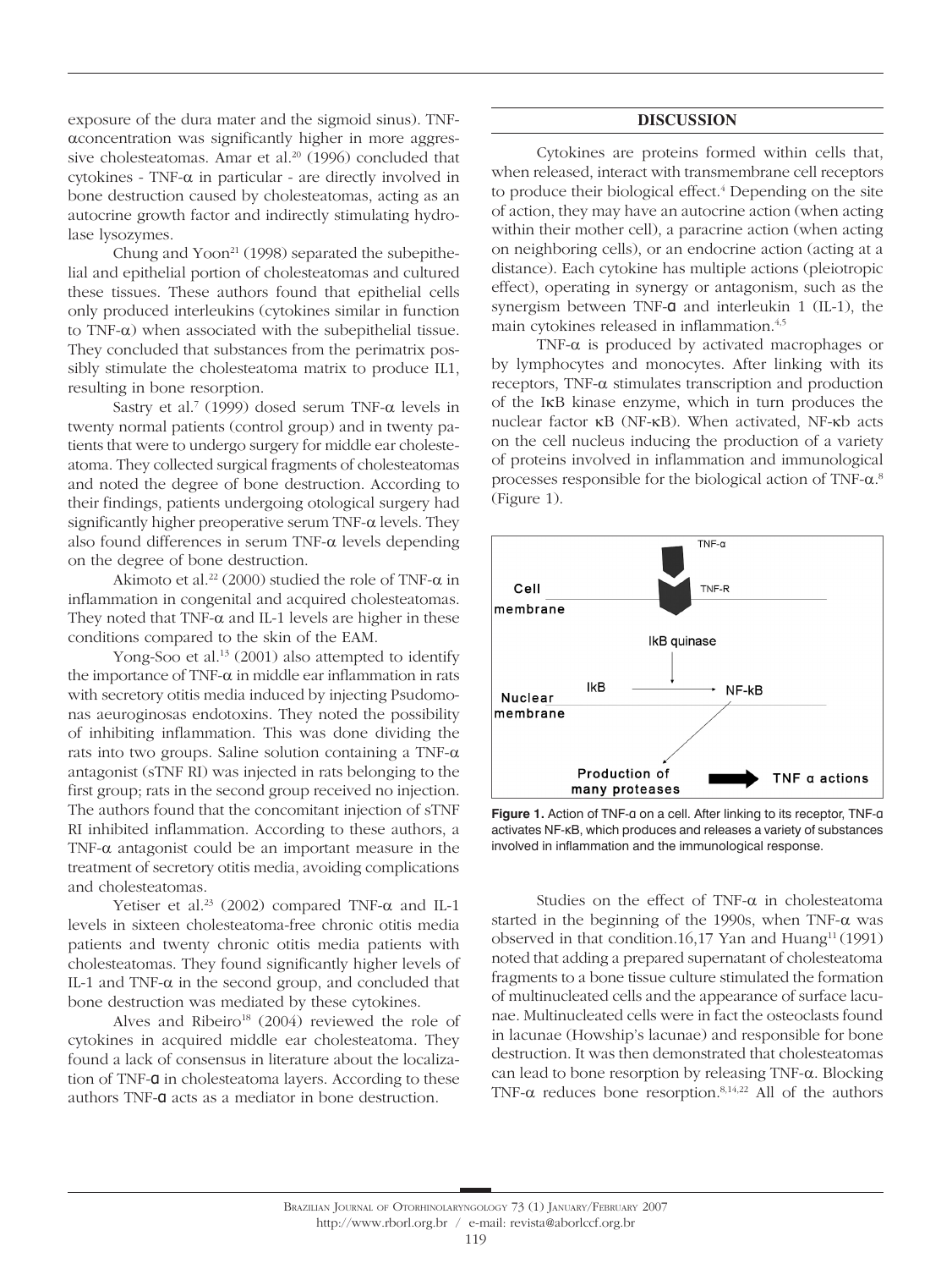exposure of the dura mater and the sigmoid sinus). TNF-αconcentration was significantly higher in more aggressive cholesteatomas. Amar et al.[20] (1996) concluded that cytokines - TNF-α in particular - are directly involved in bone destruction caused by cholesteatomas, acting as an autocrine growth factor and indirectly stimulating hydrolase lysozymes.

Chung and Yoon[21] (1998) separated the subepithelial and epithelial portion of cholesteatomas and cultured these tissues. These authors found that epithelial cells only produced interleukins (cytokines similar in function to TNF-α) when associated with the subepithelial tissue. They concluded that substances from the perimatrix possibly stimulate the cholesteatoma matrix to produce IL1, resulting in bone resorption.

Sastry et al.[7] (1999) dosed serum TNF-α levels in twenty normal patients (control group) and in twenty patients that were to undergo surgery for middle ear cholesteatoma. They collected surgical fragments of cholesteatomas and noted the degree of bone destruction. According to their findings, patients undergoing otological surgery had significantly higher preoperative serum TNF-α levels. They also found differences in serum TNF-α levels depending on the degree of bone destruction.

Akimoto et al.[22] (2000) studied the role of TNF-α in inflammation in congenital and acquired cholesteatomas. They noted that TNF-α and IL-1 levels are higher in these conditions compared to the skin of the EAM.

Yong-Soo et al.[13] (2001) also attempted to identify the importance of TNF-α in middle ear inflammation in rats with secretory otitis media induced by injecting Psudomonas aeuroginosas endotoxins. They noted the possibility of inhibiting inflammation. This was done dividing the rats into two groups. Saline solution containing a TNF-α antagonist (sTNF RI) was injected in rats belonging to the first group; rats in the second group received no injection. The authors found that the concomitant injection of sTNF RI inhibited inflammation. According to these authors, a TNF-α antagonist could be an important measure in the treatment of secretory otitis media, avoiding complications and cholesteatomas.

Yetiser et al.[23] (2002) compared TNF-α and IL-1 levels in sixteen cholesteatoma-free chronic otitis media patients and twenty chronic otitis media patients with cholesteatomas. They found significantly higher levels of IL-1 and TNF-α in the second group, and concluded that bone destruction was mediated by these cytokines.

Alves and Ribeiro[18] (2004) reviewed the role of cytokines in acquired middle ear cholesteatoma. They found a lack of consensus in literature about the localization of TNF-α in cholesteatoma layers. According to these authors TNF-α acts as a mediator in bone destruction.

## DISCUSSION

Cytokines are proteins formed within cells that, when released, interact with transmembrane cell receptors to produce their biological effect.[4] Depending on the site of action, they may have an autocrine action (when acting within their mother cell), a paracrine action (when acting on neighboring cells), or an endocrine action (acting at a distance). Each cytokine has multiple actions (pleiotropic effect), operating in synergy or antagonism, such as the synergism between TNF-α and interleukin 1 (IL-1), the main cytokines released in inflammation.[4,5]

TNF-α is produced by activated macrophages or by lymphocytes and monocytes. After linking with its receptors, TNF-α stimulates transcription and production of the IκB kinase enzyme, which in turn produces the nuclear factor κB (NF-κB). When activated, NF-κb acts on the cell nucleus inducing the production of a variety of proteins involved in inflammation and immunological processes responsible for the biological action of TNF-α.[8] (Figure 1).

TNF-α
TNF-R
Cell membrane
IkB quinase
IkB → NF-kB
Nuclear membrane
Production of many proteases → TNF α actions

**Figure 1.** Action of TNF-α on a cell. After linking to its receptor, TNF-α activates NF-κB, which produces and releases a variety of substances involved in inflammation and the immunological response.

Studies on the effect of TNF-α in cholesteatoma started in the beginning of the 1990s, when TNF-α was observed in that condition.16,17 Yan and Huang[11] (1991) noted that adding a prepared supernatant of cholesteatoma fragments to a bone tissue culture stimulated the formation of multinucleated cells and the appearance of surface lacunae. Multinucleated cells were in fact the osteoclasts found in lacunae (Howship's lacunae) and responsible for bone destruction. It was then demonstrated that cholesteatomas can lead to bone resorption by releasing TNF-α. Blocking TNF-α reduces bone resorption.[8,14,22] All of the authors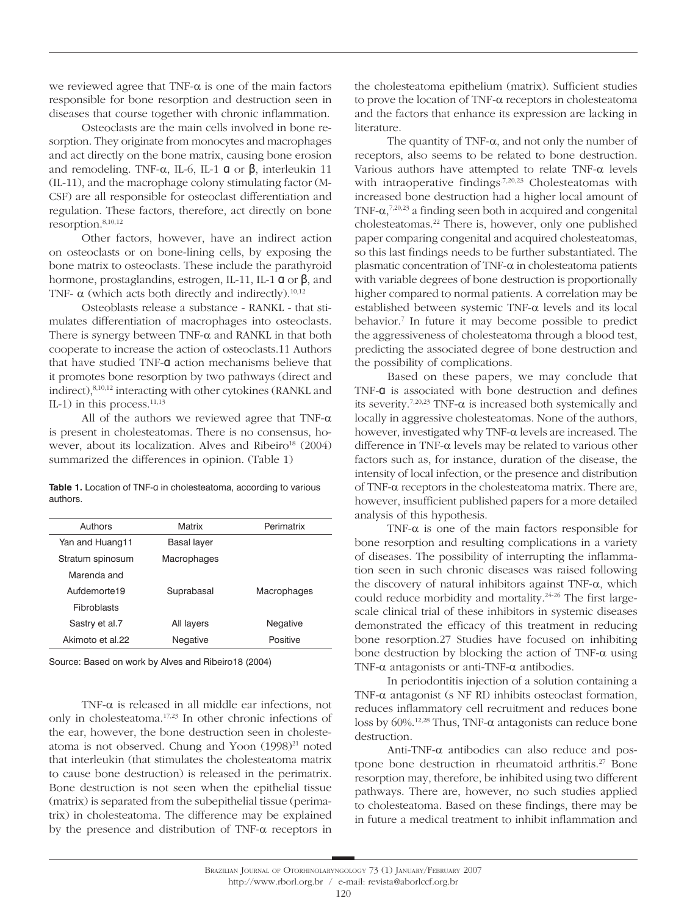we reviewed agree that TNF-α is one of the main factors responsible for bone resorption and destruction seen in diseases that course together with chronic inflammation.

Osteoclasts are the main cells involved in bone resorption. They originate from monocytes and macrophages and act directly on the bone matrix, causing bone erosion and remodeling. TNF-α, IL-6, IL-1 α or β, interleukin 11 (IL-11), and the macrophage colony stimulating factor (M-CSF) are all responsible for osteoclast differentiation and regulation. These factors, therefore, act directly on bone resorption.[8,10,12]

Other factors, however, have an indirect action on osteoclasts or on bone-lining cells, by exposing the bone matrix to osteoclasts. These include the parathyroid hormone, prostaglandins, estrogen, IL-11, IL-1 α or β, and TNF- α (which acts both directly and indirectly).[10,12]

Osteoblasts release a substance - RANKL - that stimulates differentiation of macrophages into osteoclasts. There is synergy between TNF-α and RANKL in that both cooperate to increase the action of osteoclasts.11 Authors that have studied TNF-α action mechanisms believe that it promotes bone resorption by two pathways (direct and indirect),[8,10,12] interacting with other cytokines (RANKL and IL-1) in this process.[11,13]

All of the authors we reviewed agree that TNF-α is present in cholesteatomas. There is no consensus, however, about its localization. Alves and Ribeiro[18] (2004) summarized the differences in opinion. (Table 1)

**Table 1.** Location of TNF-α in cholesteatoma, according to various authors.

| Authors | Matrix | Perimatrix |
|---|---|---|
| Yan and Huang11 | Basal layer | |
| Stratum spinosum | Macrophages | |
| Marenda and Aufdemorte19 | Suprabasal | Macrophages |
| Fibroblasts | | |
| Sastry et al.7 | All layers | Negative |
| Akimoto et al.22 | Negative | Positive |

Source: Based on work by Alves and Ribeiro18 (2004)

TNF-α is released in all middle ear infections, not only in cholesteatoma.[17,23] In other chronic infections of the ear, however, the bone destruction seen in cholesteatoma is not observed. Chung and Yoon (1998)[21] noted that interleukin (that stimulates the cholesteatoma matrix to cause bone destruction) is released in the perimatrix. Bone destruction is not seen when the epithelial tissue (matrix) is separated from the subepithelial tissue (perimatrix) in cholesteatoma. The difference may be explained by the presence and distribution of TNF-α receptors in the cholesteatoma epithelium (matrix). Sufficient studies to prove the location of TNF-α receptors in cholesteatoma and the factors that enhance its expression are lacking in literature.

The quantity of TNF-α, and not only the number of receptors, also seems to be related to bone destruction. Various authors have attempted to relate TNF-α levels with intraoperative findings.[7,20,23] Cholesteatomas with increased bone destruction had a higher local amount of TNF-α,[7,20,23] a finding seen both in acquired and congenital cholesteatomas.[22] There is, however, only one published paper comparing congenital and acquired cholesteatomas, so this last findings needs to be further substantiated. The plasmatic concentration of TNF-α in cholesteatoma patients with variable degrees of bone destruction is proportionally higher compared to normal patients. A correlation may be established between systemic TNF-α levels and its local behavior.[7] In future it may become possible to predict the aggressiveness of cholesteatoma through a blood test, predicting the associated degree of bone destruction and the possibility of complications.

Based on these papers, we may conclude that TNF-α is associated with bone destruction and defines its severity.[7,20,23] TNF-α is increased both systemically and locally in aggressive cholesteatomas. None of the authors, however, investigated why TNF-α levels are increased. The difference in TNF-α levels may be related to various other factors such as, for instance, duration of the disease, the intensity of local infection, or the presence and distribution of TNF-α receptors in the cholesteatoma matrix. There are, however, insufficient published papers for a more detailed analysis of this hypothesis.

TNF-α is one of the main factors responsible for bone resorption and resulting complications in a variety of diseases. The possibility of interrupting the inflammation seen in such chronic diseases was raised following the discovery of natural inhibitors against TNF-α, which could reduce morbidity and mortality.[24-26] The first large-scale clinical trial of these inhibitors in systemic diseases demonstrated the efficacy of this treatment in reducing bone resorption.27 Studies have focused on inhibiting bone destruction by blocking the action of TNF-α using TNF-α antagonists or anti-TNF-α antibodies.

In periodontitis injection of a solution containing a TNF-α antagonist (s NF RI) inhibits osteoclast formation, reduces inflammatory cell recruitment and reduces bone loss by 60%.[12,28] Thus, TNF-α antagonists can reduce bone destruction.

Anti-TNF-α antibodies can also reduce and postpone bone destruction in rheumatoid arthritis.[27] Bone resorption may, therefore, be inhibited using two different pathways. There are, however, no such studies applied to cholesteatoma. Based on these findings, there may be in future a medical treatment to inhibit inflammation and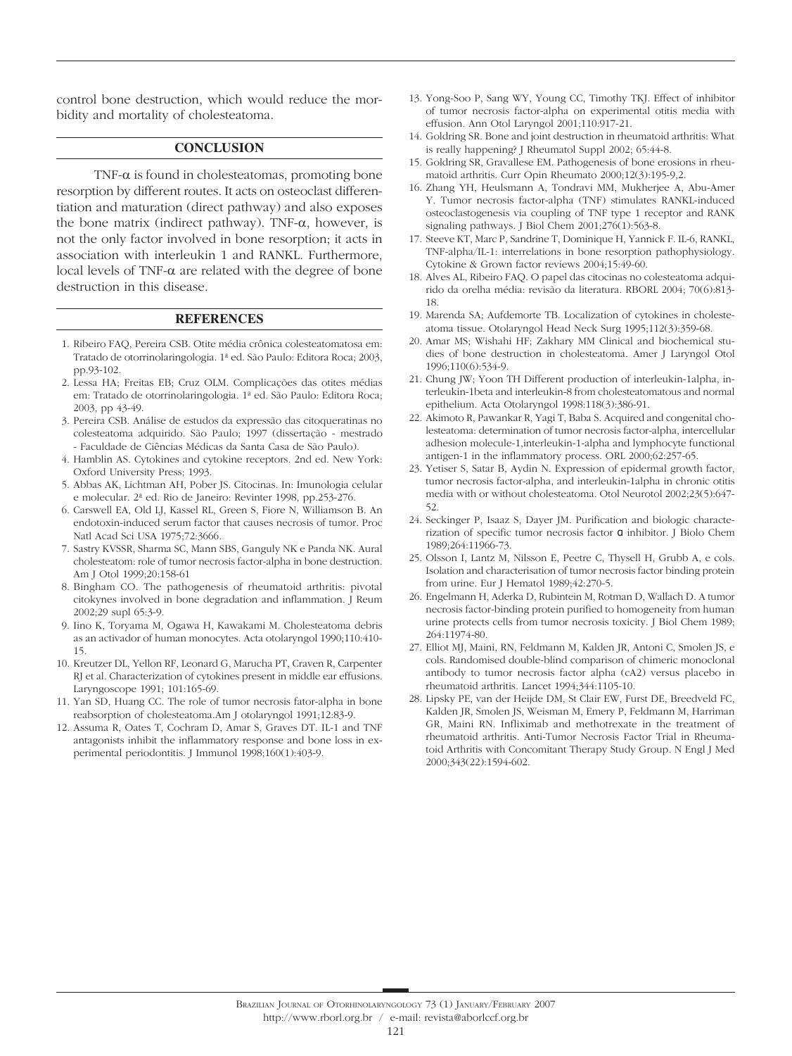control bone destruction, which would reduce the morbidity and mortality of cholesteatoma.

## CONCLUSION

TNF-α is found in cholesteatomas, promoting bone resorption by different routes. It acts on osteoclast differentiation and maturation (direct pathway) and also exposes the bone matrix (indirect pathway). TNF-α, however, is not the only factor involved in bone resorption; it acts in association with interleukin 1 and RANKL. Furthermore, local levels of TNF-α are related with the degree of bone destruction in this disease.

## REFERENCES

1. Ribeiro FAQ, Pereira CSB. Otite média crônica colesteatomatosa em: Tratado de otorrinolaringologia. 1ª ed. São Paulo: Editora Roca; 2003, pp.93-102.
2. Lessa HA; Freitas EB; Cruz OLM. Complicações das otites médias em: Tratado de otorrinolaringologia. 1ª ed. São Paulo: Editora Roca; 2003, pp 43-49.
3. Pereira CSB. Análise de estudos da expressão das citoqueratinas no colesteatoma adquirido. São Paulo; 1997 (dissertação - mestrado - Faculdade de Ciências Médicas da Santa Casa de São Paulo).
4. Hamblin AS. Cytokines and cytokine receptors. 2nd ed. New York: Oxford University Press; 1993.
5. Abbas AK, Lichtman AH, Pober JS. Citocinas. In: Imunologia celular e molecular. 2ª ed. Rio de Janeiro: Revinter 1998, pp.253-276.
6. Carswell EA, Old LJ, Kassel RL, Green S, Fiore N, Williamson B. An endotoxin-induced serum factor that causes necrosis of tumor. Proc Natl Acad Sci USA 1975;72:3666.
7. Sastry KVSSR, Sharma SC, Mann SBS, Ganguly NK e Panda NK. Aural cholesteatom: role of tumor necrosis factor-alpha in bone destruction. Am J Otol 1999;20:158-61
8. Bingham CO. The pathogenesis of rheumatoid arthritis: pivotal citokynes involved in bone degradation and inflammation. J Reum 2002;29 supl 65:3-9.
9. Iino K, Toryama M, Ogawa H, Kawakami M. Cholesteatoma debris as an activador of human monocytes. Acta otolaryngol 1990;110:410-15.
10. Kreutzer DL, Yellon RF, Leonard G, Marucha PT, Craven R, Carpenter RJ et al. Characterization of cytokines present in middle ear effusions. Laryngoscope 1991; 101:165-69.
11. Yan SD, Huang CC. The role of tumor necrosis fator-alpha in bone reabsorption of cholesteatoma.Am J otolaryngol 1991;12:83-9.
12. Assuma R, Oates T, Cochram D, Amar S, Graves DT. IL-1 and TNF antagonists inhibit the inflammatory response and bone loss in experimental periodontitis. J Immunol 1998;160(1):403-9.
13. Yong-Soo P, Sang WY, Young CC, Timothy TKJ. Effect of inhibitor of tumor necrosis factor-alpha on experimental otitis media with effusion. Ann Otol Laryngol 2001;110:917-21.
14. Goldring SR. Bone and joint destruction in rheumatoid arthritis: What is really happening? J Rheumatol Suppl 2002; 65:44-8.
15. Goldring SR, Gravallese EM. Pathogenesis of bone erosions in rheumatoid arthritis. Curr Opin Rheumato 2000;12(3):195-9,2.
16. Zhang YH, Heulsmann A, Tondravi MM, Mukherjee A, Abu-Amer Y. Tumor necrosis factor-alpha (TNF) stimulates RANKL-induced osteoclastogenesis via coupling of TNF type 1 receptor and RANK signaling pathways. J Biol Chem 2001;276(1):563-8.
17. Steeve KT, Marc P, Sandrine T, Dominique H, Yannick F. IL-6, RANKL, TNF-alpha/IL-1: interrelations in bone resorption pathophysiology. Cytokine & Grown factor reviews 2004;15:49-60.
18. Alves AL, Ribeiro FAQ. O papel das citocinas no colesteatoma adquirido da orelha média: revisão da literatura. RBORL 2004; 70(6):813-18.
19. Marenda SA; Aufdemorte TB. Localization of cytokines in cholesteatoma tissue. Otolaryngol Head Neck Surg 1995;112(3):359-68.
20. Amar MS; Wishahi HF; Zakhary MM Clinical and biochemical studies of bone destruction in cholesteatoma. Amer J Laryngol Otol 1996;110(6):534-9.
21. Chung JW; Yoon TH Different production of interleukin-1alpha, interleukin-1beta and interleukin-8 from cholesteatomatous and normal epithelium. Acta Otolaryngol 1998:118(3):386-91.
22. Akimoto R, Pawankar R, Yagi T, Baba S. Acquired and congenital cholesteatoma: determination of tumor necrosis factor-alpha, intercellular adhesion molecule-1,interleukin-1-alpha and lymphocyte functional antigen-1 in the inflammatory process. ORL 2000;62:257-65.
23. Yetiser S, Satar B, Aydin N. Expression of epidermal growth factor, tumor necrosis factor-alpha, and interleukin-1alpha in chronic otitis media with or without cholesteatoma. Otol Neurotol 2002;23(5):647-52.
24. Seckinger P, Isaaz S, Dayer JM. Purification and biologic characterization of specific tumor necrosis factor α inhibitor. J Biolo Chem 1989;264:11966-73.
25. Olsson I, Lantz M, Nilsson E, Peetre C, Thysell H, Grubb A, e cols. Isolation and characterisation of tumor necrosis factor binding protein from urine. Eur J Hematol 1989;42:270-5.
26. Engelmann H, Aderka D, Rubintein M, Rotman D, Wallach D. A tumor necrosis factor-binding protein purified to homogeneity from human urine protects cells from tumor necrosis toxicity. J Biol Chem 1989; 264:11974-80.
27. Elliot MJ, Maini, RN, Feldmann M, Kalden JR, Antoni C, Smolen JS, e cols. Randomised double-blind comparison of chimeric monoclonal antibody to tumor necrosis factor alpha (cA2) versus placebo in rheumatoid arthritis. Lancet 1994;344:1105-10.
28. Lipsky PE, van der Heijde DM, St Clair EW, Furst DE, Breedveld FC, Kalden JR, Smolen JS, Weisman M, Emery P, Feldmann M, Harriman GR, Maini RN. Infliximab and methotrexate in the treatment of rheumatoid arthritis. Anti-Tumor Necrosis Factor Trial in Rheumatoid Arthritis with Concomitant Therapy Study Group. N Engl J Med 2000;343(22):1594-602.